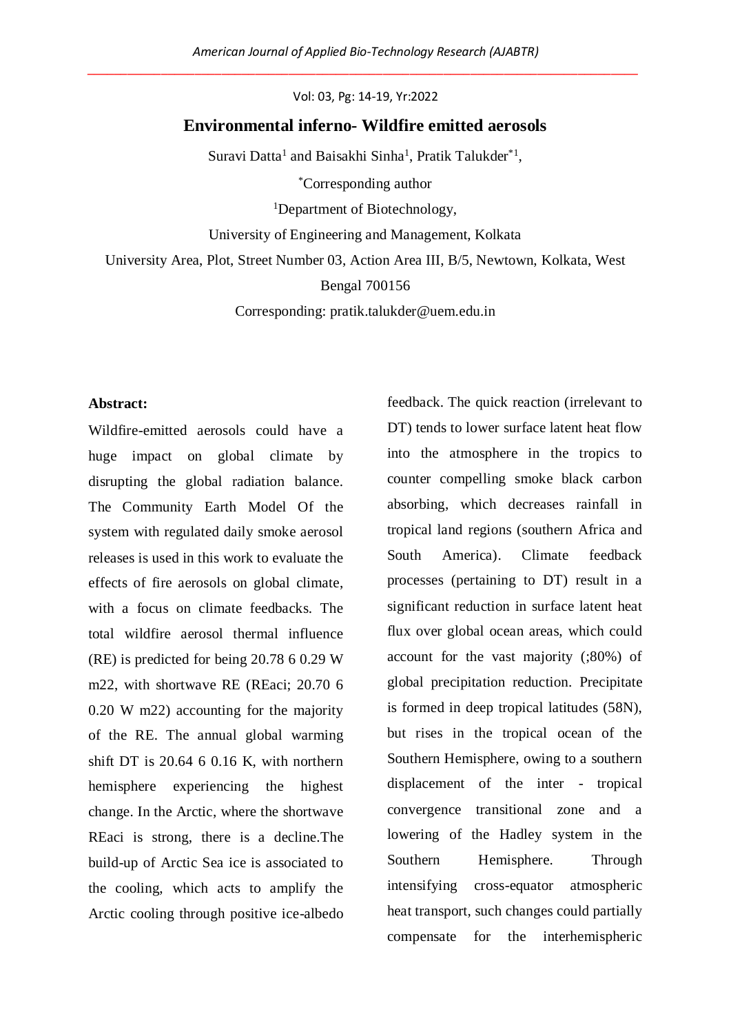# Environmental inferno- Wildfire emitted aerosols

Suravi Datta[1] and Baisakhi Sinha[1], Pratik Talukder[*1],

[*]Corresponding author

[1]Department of Biotechnology,

University of Engineering and Management, Kolkata

University Area, Plot, Street Number 03, Action Area III, B/5, Newtown, Kolkata, West Bengal 700156

Corresponding: pratik.talukder@uem.edu.in

**Abstract:**

Wildfire-emitted aerosols could have a huge impact on global climate by disrupting the global radiation balance. The Community Earth Model Of the system with regulated daily smoke aerosol releases is used in this work to evaluate the effects of fire aerosols on global climate, with a focus on climate feedbacks. The total wildfire aerosol thermal influence (RE) is predicted for being 20.78 6 0.29 W m22, with shortwave RE (REaci; 20.70 6 0.20 W m22) accounting for the majority of the RE. The annual global warming shift DT is 20.64 6 0.16 K, with northern hemisphere experiencing the highest change. In the Arctic, where the shortwave REaci is strong, there is a decline.The build-up of Arctic Sea ice is associated to the cooling, which acts to amplify the Arctic cooling through positive ice-albedo feedback. The quick reaction (irrelevant to DT) tends to lower surface latent heat flow into the atmosphere in the tropics to counter compelling smoke black carbon absorbing, which decreases rainfall in tropical land regions (southern Africa and South America). Climate feedback processes (pertaining to DT) result in a significant reduction in surface latent heat flux over global ocean areas, which could account for the vast majority (;80%) of global precipitation reduction. Precipitate is formed in deep tropical latitudes (58N), but rises in the tropical ocean of the Southern Hemisphere, owing to a southern displacement of the inter - tropical convergence transitional zone and a lowering of the Hadley system in the Southern Hemisphere. Through intensifying cross-equator atmospheric heat transport, such changes could partially compensate for the interhemispheric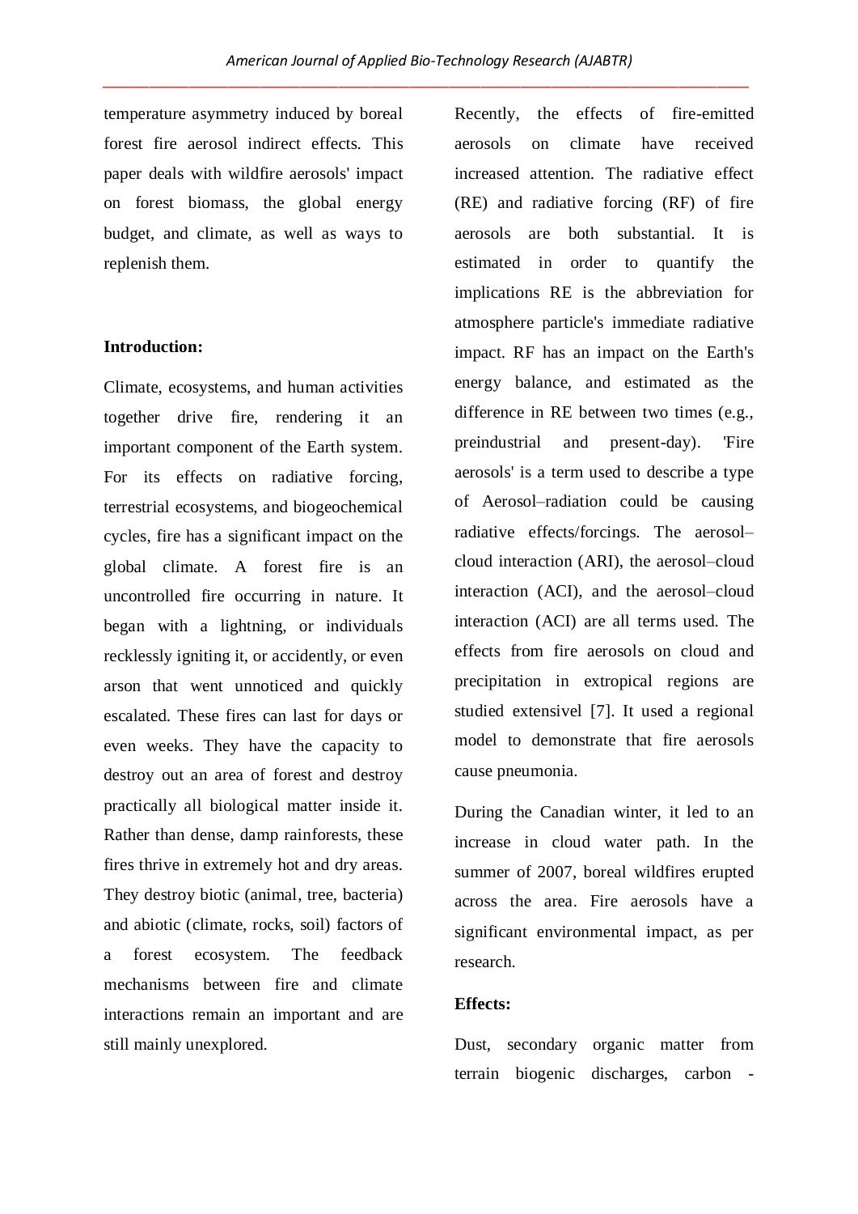temperature asymmetry induced by boreal forest fire aerosol indirect effects. This paper deals with wildfire aerosols' impact on forest biomass, the global energy budget, and climate, as well as ways to replenish them.

**Introduction:**

Climate, ecosystems, and human activities together drive fire, rendering it an important component of the Earth system. For its effects on radiative forcing, terrestrial ecosystems, and biogeochemical cycles, fire has a significant impact on the global climate. A forest fire is an uncontrolled fire occurring in nature. It began with a lightning, or individuals recklessly igniting it, or accidently, or even arson that went unnoticed and quickly escalated. These fires can last for days or even weeks. They have the capacity to destroy out an area of forest and destroy practically all biological matter inside it. Rather than dense, damp rainforests, these fires thrive in extremely hot and dry areas. They destroy biotic (animal, tree, bacteria) and abiotic (climate, rocks, soil) factors of a forest ecosystem. The feedback mechanisms between fire and climate interactions remain an important and are still mainly unexplored.

Recently, the effects of fire-emitted aerosols on climate have received increased attention. The radiative effect (RE) and radiative forcing (RF) of fire aerosols are both substantial. It is estimated in order to quantify the implications RE is the abbreviation for atmosphere particle's immediate radiative impact. RF has an impact on the Earth's energy balance, and estimated as the difference in RE between two times (e.g., preindustrial and present-day). 'Fire aerosols' is a term used to describe a type of Aerosol–radiation could be causing radiative effects/forcings. The aerosol–cloud interaction (ARI), the aerosol–cloud interaction (ACI), and the aerosol–cloud interaction (ACI) are all terms used. The effects from fire aerosols on cloud and precipitation in extropical regions are studied extensivel [7]. It used a regional model to demonstrate that fire aerosols cause pneumonia.

During the Canadian winter, it led to an increase in cloud water path. In the summer of 2007, boreal wildfires erupted across the area. Fire aerosols have a significant environmental impact, as per research.

**Effects:**

Dust, secondary organic matter from terrain biogenic discharges, carbon -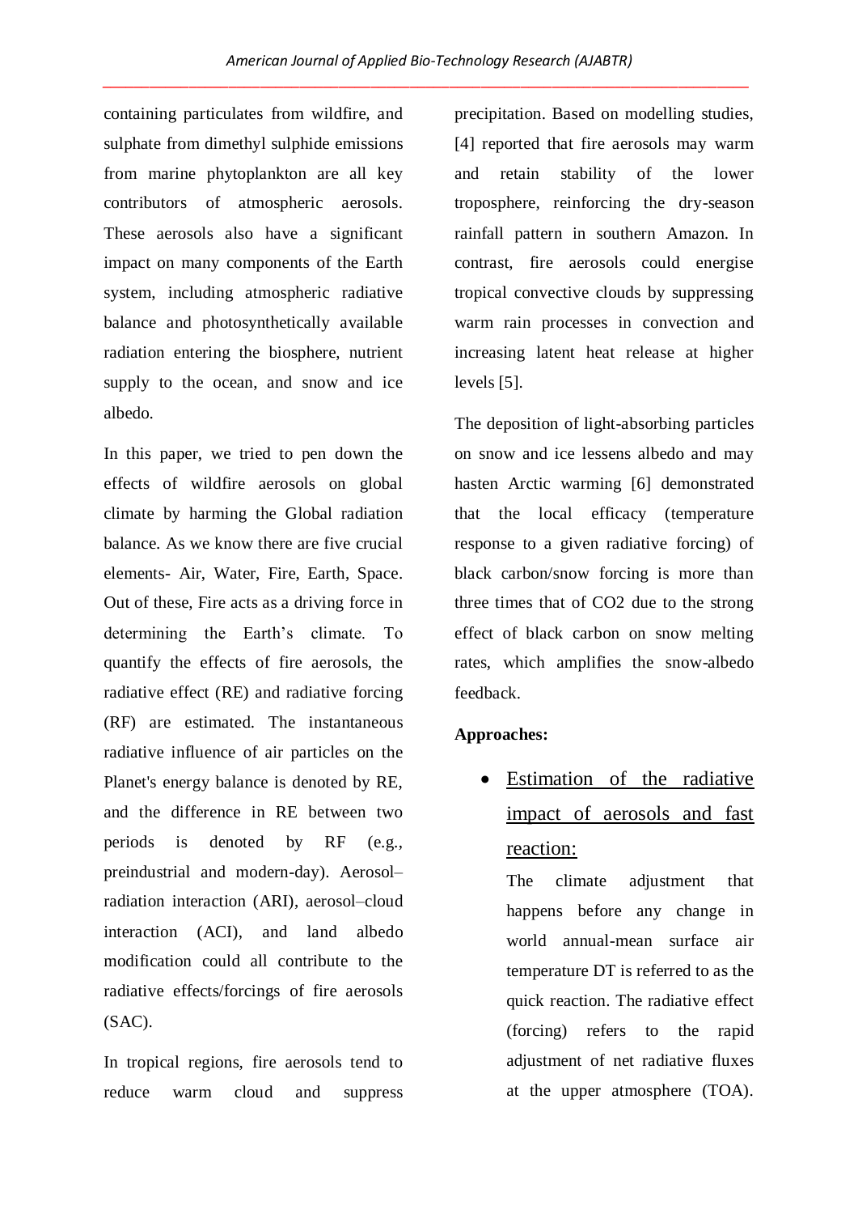containing particulates from wildfire, and sulphate from dimethyl sulphide emissions from marine phytoplankton are all key contributors of atmospheric aerosols. These aerosols also have a significant impact on many components of the Earth system, including atmospheric radiative balance and photosynthetically available radiation entering the biosphere, nutrient supply to the ocean, and snow and ice albedo.

In this paper, we tried to pen down the effects of wildfire aerosols on global climate by harming the Global radiation balance. As we know there are five crucial elements- Air, Water, Fire, Earth, Space. Out of these, Fire acts as a driving force in determining the Earth's climate. To quantify the effects of fire aerosols, the radiative effect (RE) and radiative forcing (RF) are estimated. The instantaneous radiative influence of air particles on the Planet's energy balance is denoted by RE, and the difference in RE between two periods is denoted by RF (e.g., preindustrial and modern-day). Aerosol–radiation interaction (ARI), aerosol–cloud interaction (ACI), and land albedo modification could all contribute to the radiative effects/forcings of fire aerosols (SAC).

In tropical regions, fire aerosols tend to reduce warm cloud and suppress precipitation. Based on modelling studies, [4] reported that fire aerosols may warm and retain stability of the lower troposphere, reinforcing the dry-season rainfall pattern in southern Amazon. In contrast, fire aerosols could energise tropical convective clouds by suppressing warm rain processes in convection and increasing latent heat release at higher levels [5].

The deposition of light-absorbing particles on snow and ice lessens albedo and may hasten Arctic warming [6] demonstrated that the local efficacy (temperature response to a given radiative forcing) of black carbon/snow forcing is more than three times that of $CO_2$ due to the strong effect of black carbon on snow melting rates, which amplifies the snow-albedo feedback.

**Approaches:**

- <u>Estimation of the radiative impact of aerosols and fast reaction:</u>

  The climate adjustment that happens before any change in world annual-mean surface air temperature DT is referred to as the quick reaction. The radiative effect (forcing) refers to the rapid adjustment of net radiative fluxes at the upper atmosphere (TOA).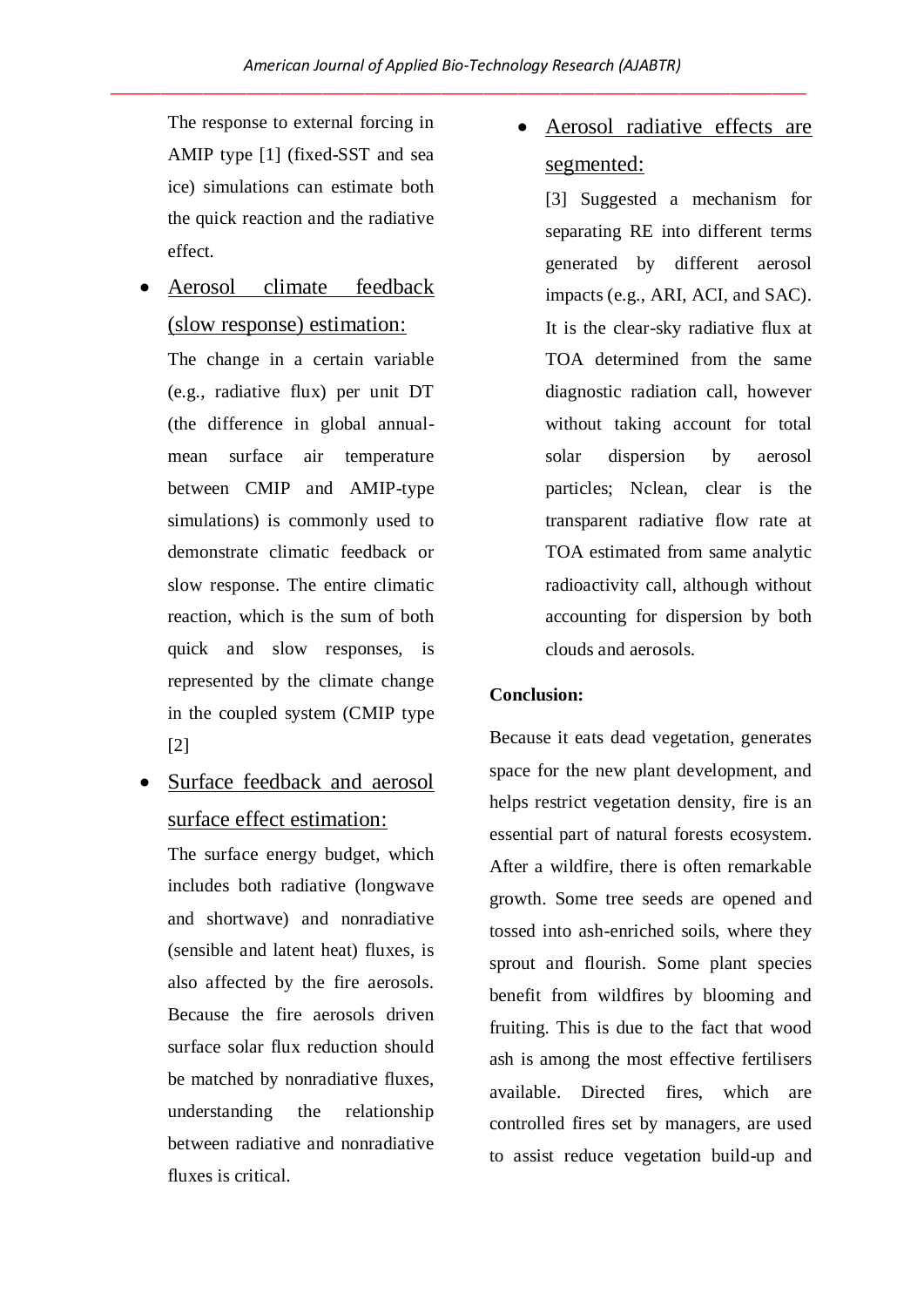The response to external forcing in AMIP type [1] (fixed-SST and sea ice) simulations can estimate both the quick reaction and the radiative effect.

- <u>Aerosol climate feedback (slow response) estimation:</u>

  The change in a certain variable (e.g., radiative flux) per unit DT (the difference in global annual-mean surface air temperature between CMIP and AMIP-type simulations) is commonly used to demonstrate climatic feedback or slow response. The entire climatic reaction, which is the sum of both quick and slow responses, is represented by the climate change in the coupled system (CMIP type [2]

- <u>Surface feedback and aerosol surface effect estimation:</u>

  The surface energy budget, which includes both radiative (longwave and shortwave) and nonradiative (sensible and latent heat) fluxes, is also affected by the fire aerosols. Because the fire aerosols driven surface solar flux reduction should be matched by nonradiative fluxes, understanding the relationship between radiative and nonradiative fluxes is critical.

- <u>Aerosol radiative effects are segmented:</u>

  [3] Suggested a mechanism for separating RE into different terms generated by different aerosol impacts (e.g., ARI, ACI, and SAC). It is the clear-sky radiative flux at TOA determined from the same diagnostic radiation call, however without taking account for total solar dispersion by aerosol particles; Nclean, clear is the transparent radiative flow rate at TOA estimated from same analytic radioactivity call, although without accounting for dispersion by both clouds and aerosols.

**Conclusion:**

Because it eats dead vegetation, generates space for the new plant development, and helps restrict vegetation density, fire is an essential part of natural forests ecosystem. After a wildfire, there is often remarkable growth. Some tree seeds are opened and tossed into ash-enriched soils, where they sprout and flourish. Some plant species benefit from wildfires by blooming and fruiting. This is due to the fact that wood ash is among the most effective fertilisers available. Directed fires, which are controlled fires set by managers, are used to assist reduce vegetation build-up and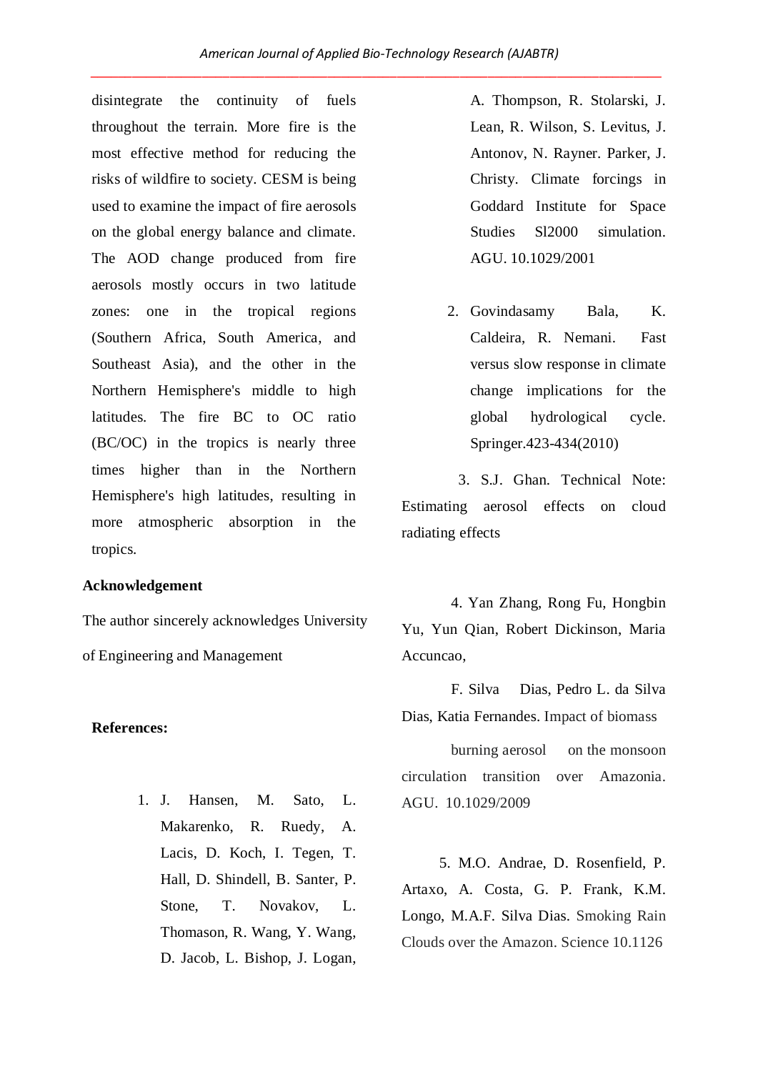disintegrate the continuity of fuels throughout the terrain. More fire is the most effective method for reducing the risks of wildfire to society. CESM is being used to examine the impact of fire aerosols on the global energy balance and climate. The AOD change produced from fire aerosols mostly occurs in two latitude zones: one in the tropical regions (Southern Africa, South America, and Southeast Asia), and the other in the Northern Hemisphere's middle to high latitudes. The fire BC to OC ratio (BC/OC) in the tropics is nearly three times higher than in the Northern Hemisphere's high latitudes, resulting in more atmospheric absorption in the tropics.

## Acknowledgement

The author sincerely acknowledges University of Engineering and Management

## References:

1. J. Hansen, M. Sato, L. Makarenko, R. Ruedy, A. Lacis, D. Koch, I. Tegen, T. Hall, D. Shindell, B. Santer, P. Stone, T. Novakov, L. Thomason, R. Wang, Y. Wang, D. Jacob, L. Bishop, J. Logan, A. Thompson, R. Stolarski, J. Lean, R. Wilson, S. Levitus, J. Antonov, N. Rayner. Parker, J. Christy. Climate forcings in Goddard Institute for Space Studies Sl2000 simulation. AGU. 10.1029/2001

2. Govindasamy Bala, K. Caldeira, R. Nemani. Fast versus slow response in climate change implications for the global hydrological cycle. Springer.423-434(2010)

3. S.J. Ghan. Technical Note: Estimating aerosol effects on cloud radiating effects

4. Yan Zhang, Rong Fu, Hongbin Yu, Yun Qian, Robert Dickinson, Maria Accuncao, F. Silva Dias, Pedro L. da Silva Dias, Katia Fernandes. Impact of biomass burning aerosol on the monsoon circulation transition over Amazonia. AGU. 10.1029/2009

5. M.O. Andrae, D. Rosenfield, P. Artaxo, A. Costa, G. P. Frank, K.M. Longo, M.A.F. Silva Dias. Smoking Rain Clouds over the Amazon. Science 10.1126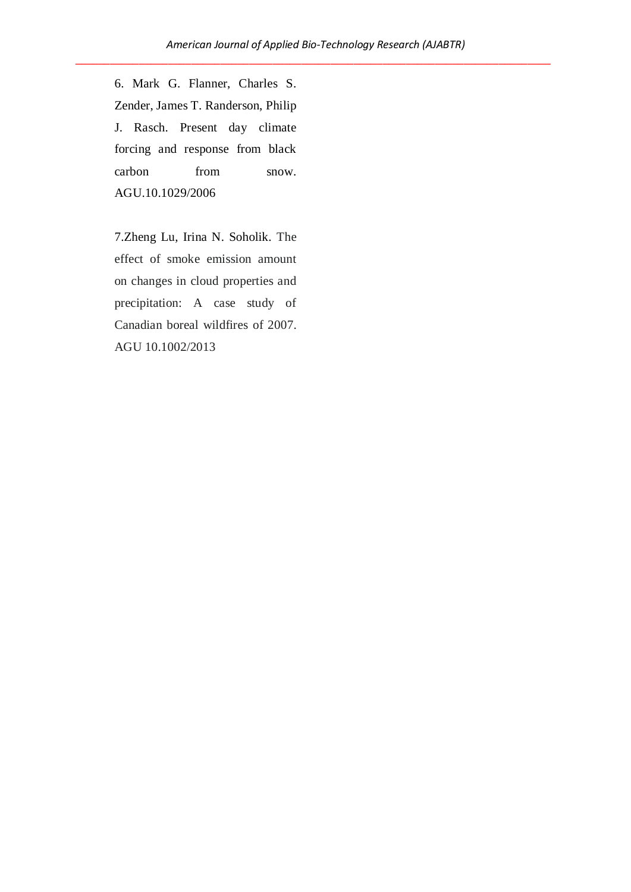6. Mark G. Flanner, Charles S. Zender, James T. Randerson, Philip J. Rasch. Present day climate forcing and response from black carbon from snow. AGU.10.1029/2006

7.Zheng Lu, Irina N. Soholik. The effect of smoke emission amount on changes in cloud properties and precipitation: A case study of Canadian boreal wildfires of 2007. AGU 10.1002/2013